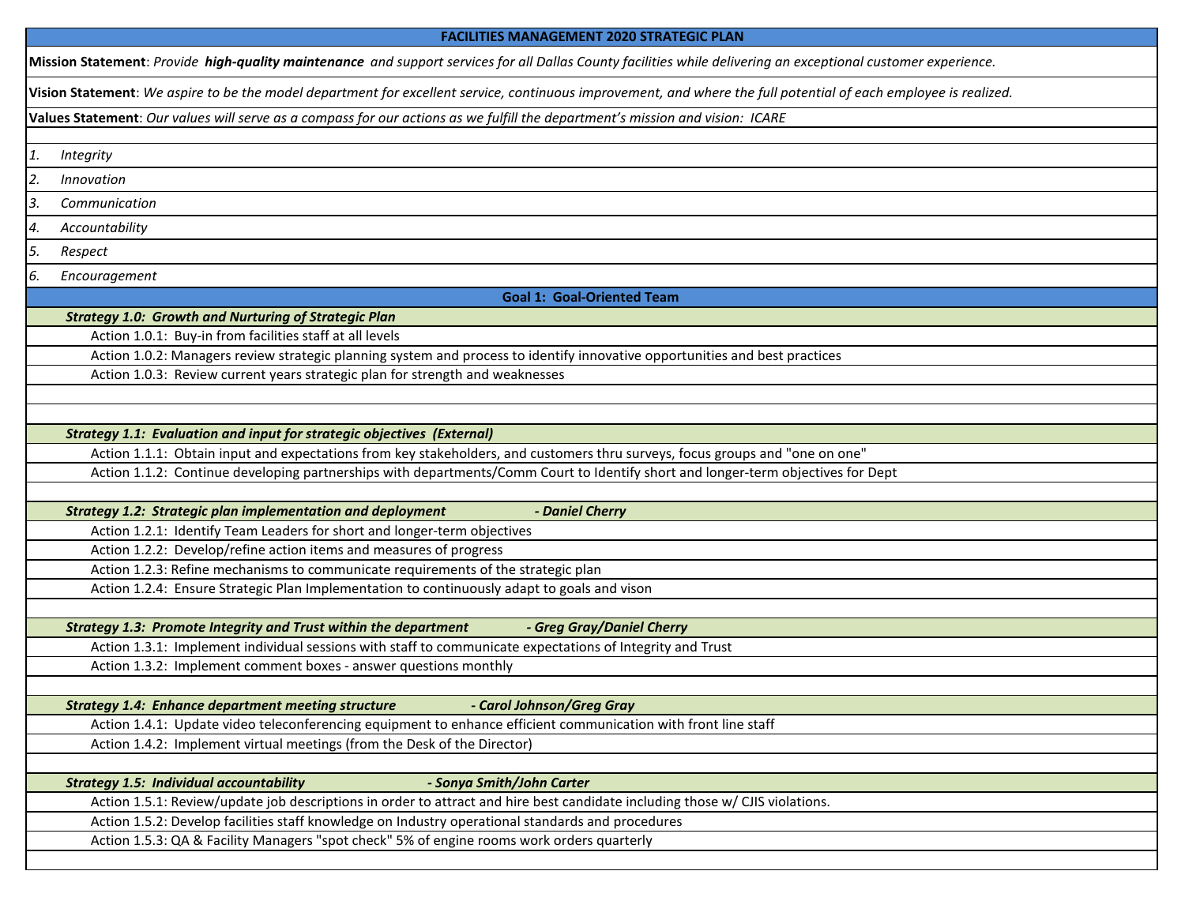# FACILITIES MANAGEMENT 2020 STRATEGIC PLAN

**Mission Statement**: *Provide **high-quality maintenance** and support services for all Dallas County facilities while delivering an exceptional customer experience.*

**Vision Statement**: *We aspire to be the model department for excellent service, continuous improvement, and where the full potential of each employee is realized.*

**Values Statement**: *Our values will serve as a compass for our actions as we fulfill the department's mission and vision: ICARE*

1. *Integrity*
2. *Innovation*
3. *Communication*
4. *Accountability*
5. *Respect*
6. *Encouragement*

## Goal 1: Goal-Oriented Team

### *Strategy 1.0: Growth and Nurturing of Strategic Plan*

- Action 1.0.1: Buy-in from facilities staff at all levels
- Action 1.0.2: Managers review strategic planning system and process to identify innovative opportunities and best practices
- Action 1.0.3: Review current years strategic plan for strength and weaknesses

### *Strategy 1.1: Evaluation and input for strategic objectives (External)*

- Action 1.1.1: Obtain input and expectations from key stakeholders, and customers thru surveys, focus groups and "one on one"
- Action 1.1.2: Continue developing partnerships with departments/Comm Court to Identify short and longer-term objectives for Dept

### *Strategy 1.2: Strategic plan implementation and deployment - Daniel Cherry*

- Action 1.2.1: Identify Team Leaders for short and longer-term objectives
- Action 1.2.2: Develop/refine action items and measures of progress
- Action 1.2.3: Refine mechanisms to communicate requirements of the strategic plan
- Action 1.2.4: Ensure Strategic Plan Implementation to continuously adapt to goals and vison

### *Strategy 1.3: Promote Integrity and Trust within the department - Greg Gray/Daniel Cherry*

- Action 1.3.1: Implement individual sessions with staff to communicate expectations of Integrity and Trust
- Action 1.3.2: Implement comment boxes - answer questions monthly

### *Strategy 1.4: Enhance department meeting structure - Carol Johnson/Greg Gray*

- Action 1.4.1: Update video teleconferencing equipment to enhance efficient communication with front line staff
- Action 1.4.2: Implement virtual meetings (from the Desk of the Director)

### *Strategy 1.5: Individual accountability - Sonya Smith/John Carter*

- Action 1.5.1: Review/update job descriptions in order to attract and hire best candidate including those w/ CJIS violations.
- Action 1.5.2: Develop facilities staff knowledge on Industry operational standards and procedures
- Action 1.5.3: QA & Facility Managers "spot check" 5% of engine rooms work orders quarterly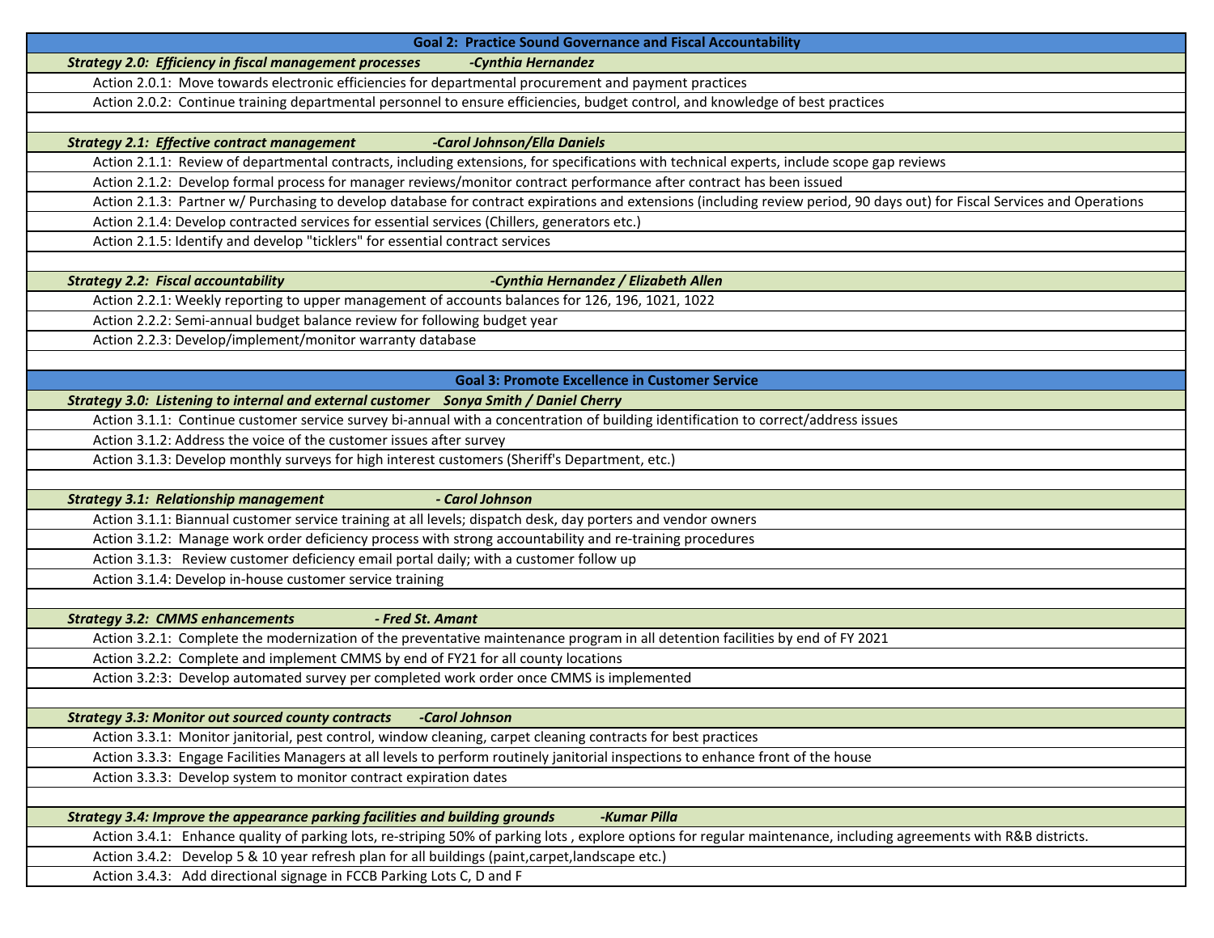| Goal 2: Practice Sound Governance and Fiscal Accountability |
|---|
| ***Strategy 2.0: Efficiency in fiscal management processes -Cynthia Hernandez*** |
| Action 2.0.1: Move towards electronic efficiencies for departmental procurement and payment practices |
| Action 2.0.2: Continue training departmental personnel to ensure efficiencies, budget control, and knowledge of best practices |
| |
| ***Strategy 2.1: Effective contract management -Carol Johnson/Ella Daniels*** |
| Action 2.1.1: Review of departmental contracts, including extensions, for specifications with technical experts, include scope gap reviews |
| Action 2.1.2: Develop formal process for manager reviews/monitor contract performance after contract has been issued |
| Action 2.1.3: Partner w/ Purchasing to develop database for contract expirations and extensions (including review period, 90 days out) for Fiscal Services and Operations |
| Action 2.1.4: Develop contracted services for essential services (Chillers, generators etc.) |
| Action 2.1.5: Identify and develop "ticklers" for essential contract services |
| |
| ***Strategy 2.2: Fiscal accountability -Cynthia Hernandez / Elizabeth Allen*** |
| Action 2.2.1: Weekly reporting to upper management of accounts balances for 126, 196, 1021, 1022 |
| Action 2.2.2: Semi-annual budget balance review for following budget year |
| Action 2.2.3: Develop/implement/monitor warranty database |
| |
| **Goal 3: Promote Excellence in Customer Service** |
| ***Strategy 3.0: Listening to internal and external customer Sonya Smith / Daniel Cherry*** |
| Action 3.1.1: Continue customer service survey bi-annual with a concentration of building identification to correct/address issues |
| Action 3.1.2: Address the voice of the customer issues after survey |
| Action 3.1.3: Develop monthly surveys for high interest customers (Sheriff's Department, etc.) |
| |
| ***Strategy 3.1: Relationship management - Carol Johnson*** |
| Action 3.1.1: Biannual customer service training at all levels; dispatch desk, day porters and vendor owners |
| Action 3.1.2: Manage work order deficiency process with strong accountability and re-training procedures |
| Action 3.1.3: Review customer deficiency email portal daily; with a customer follow up |
| Action 3.1.4: Develop in-house customer service training |
| |
| ***Strategy 3.2: CMMS enhancements - Fred St. Amant*** |
| Action 3.2.1: Complete the modernization of the preventative maintenance program in all detention facilities by end of FY 2021 |
| Action 3.2.2: Complete and implement CMMS by end of FY21 for all county locations |
| Action 3.2:3: Develop automated survey per completed work order once CMMS is implemented |
| |
| ***Strategy 3.3: Monitor out sourced county contracts -Carol Johnson*** |
| Action 3.3.1: Monitor janitorial, pest control, window cleaning, carpet cleaning contracts for best practices |
| Action 3.3.3: Engage Facilities Managers at all levels to perform routinely janitorial inspections to enhance front of the house |
| Action 3.3.3: Develop system to monitor contract expiration dates |
| |
| ***Strategy 3.4: Improve the appearance parking facilities and building grounds -Kumar Pilla*** |
| Action 3.4.1: Enhance quality of parking lots, re-striping 50% of parking lots , explore options for regular maintenance, including agreements with R&B districts. |
| Action 3.4.2: Develop 5 & 10 year refresh plan for all buildings (paint,carpet,landscape etc.) |
| Action 3.4.3: Add directional signage in FCCB Parking Lots C, D and F |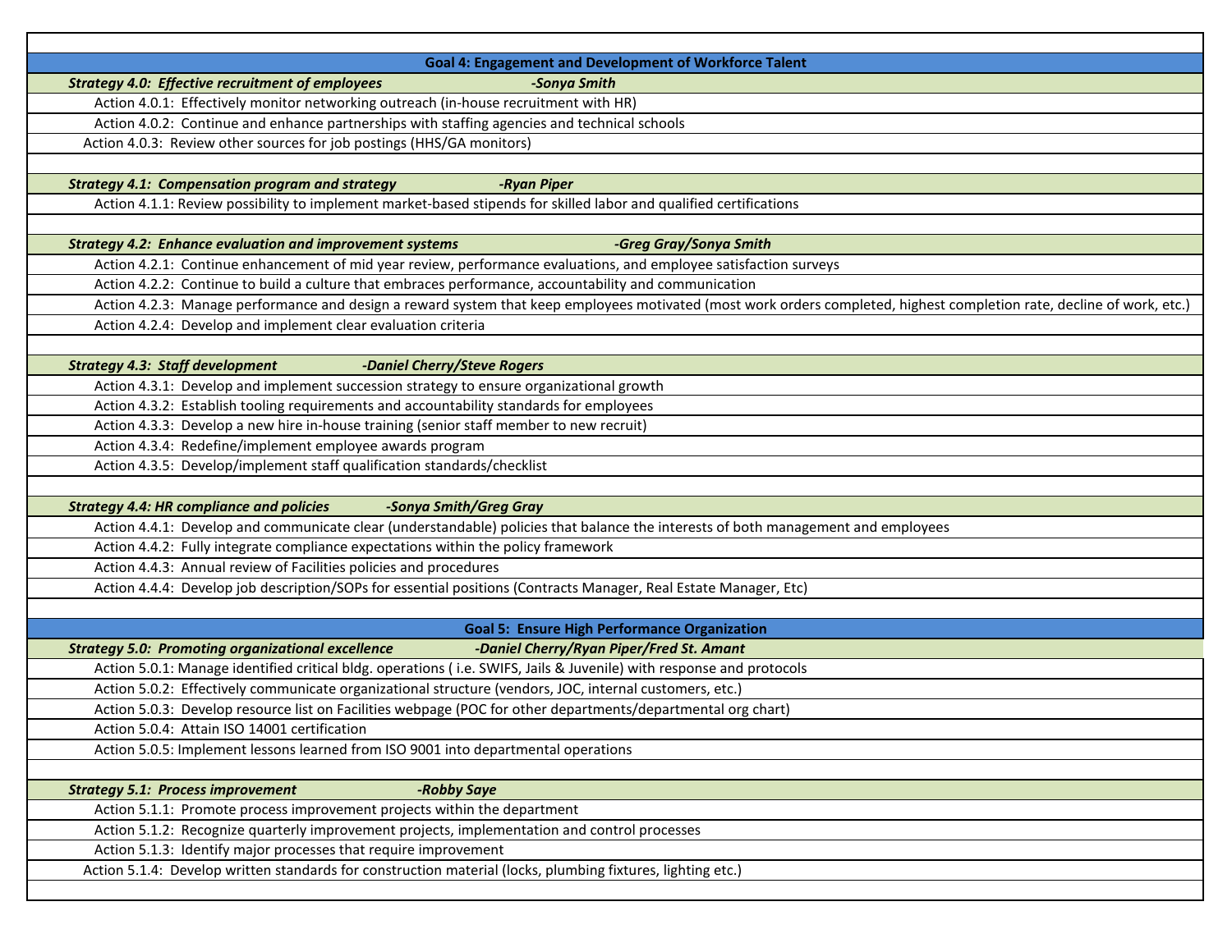## Goal 4: Engagement and Development of Workforce Talent

***Strategy 4.0: Effective recruitment of employees*** ***-Sonya Smith***

- Action 4.0.1: Effectively monitor networking outreach (in-house recruitment with HR)
- Action 4.0.2: Continue and enhance partnerships with staffing agencies and technical schools
- Action 4.0.3: Review other sources for job postings (HHS/GA monitors)

***Strategy 4.1: Compensation program and strategy*** ***-Ryan Piper***

- Action 4.1.1: Review possibility to implement market-based stipends for skilled labor and qualified certifications

***Strategy 4.2: Enhance evaluation and improvement systems*** ***-Greg Gray/Sonya Smith***

- Action 4.2.1: Continue enhancement of mid year review, performance evaluations, and employee satisfaction surveys
- Action 4.2.2: Continue to build a culture that embraces performance, accountability and communication
- Action 4.2.3: Manage performance and design a reward system that keep employees motivated (most work orders completed, highest completion rate, decline of work, etc.)
- Action 4.2.4: Develop and implement clear evaluation criteria

***Strategy 4.3: Staff development*** ***-Daniel Cherry/Steve Rogers***

- Action 4.3.1: Develop and implement succession strategy to ensure organizational growth
- Action 4.3.2: Establish tooling requirements and accountability standards for employees
- Action 4.3.3: Develop a new hire in-house training (senior staff member to new recruit)
- Action 4.3.4: Redefine/implement employee awards program
- Action 4.3.5: Develop/implement staff qualification standards/checklist

***Strategy 4.4: HR compliance and policies*** ***-Sonya Smith/Greg Gray***

- Action 4.4.1: Develop and communicate clear (understandable) policies that balance the interests of both management and employees
- Action 4.4.2: Fully integrate compliance expectations within the policy framework
- Action 4.4.3: Annual review of Facilities policies and procedures
- Action 4.4.4: Develop job description/SOPs for essential positions (Contracts Manager, Real Estate Manager, Etc)

## Goal 5: Ensure High Performance Organization

***Strategy 5.0: Promoting organizational excellence*** ***-Daniel Cherry/Ryan Piper/Fred St. Amant***

- Action 5.0.1: Manage identified critical bldg. operations ( i.e. SWIFS, Jails & Juvenile) with response and protocols
- Action 5.0.2: Effectively communicate organizational structure (vendors, JOC, internal customers, etc.)
- Action 5.0.3: Develop resource list on Facilities webpage (POC for other departments/departmental org chart)
- Action 5.0.4: Attain ISO 14001 certification
- Action 5.0.5: Implement lessons learned from ISO 9001 into departmental operations

***Strategy 5.1: Process improvement*** ***-Robby Saye***

- Action 5.1.1: Promote process improvement projects within the department
- Action 5.1.2: Recognize quarterly improvement projects, implementation and control processes
- Action 5.1.3: Identify major processes that require improvement
- Action 5.1.4: Develop written standards for construction material (locks, plumbing fixtures, lighting etc.)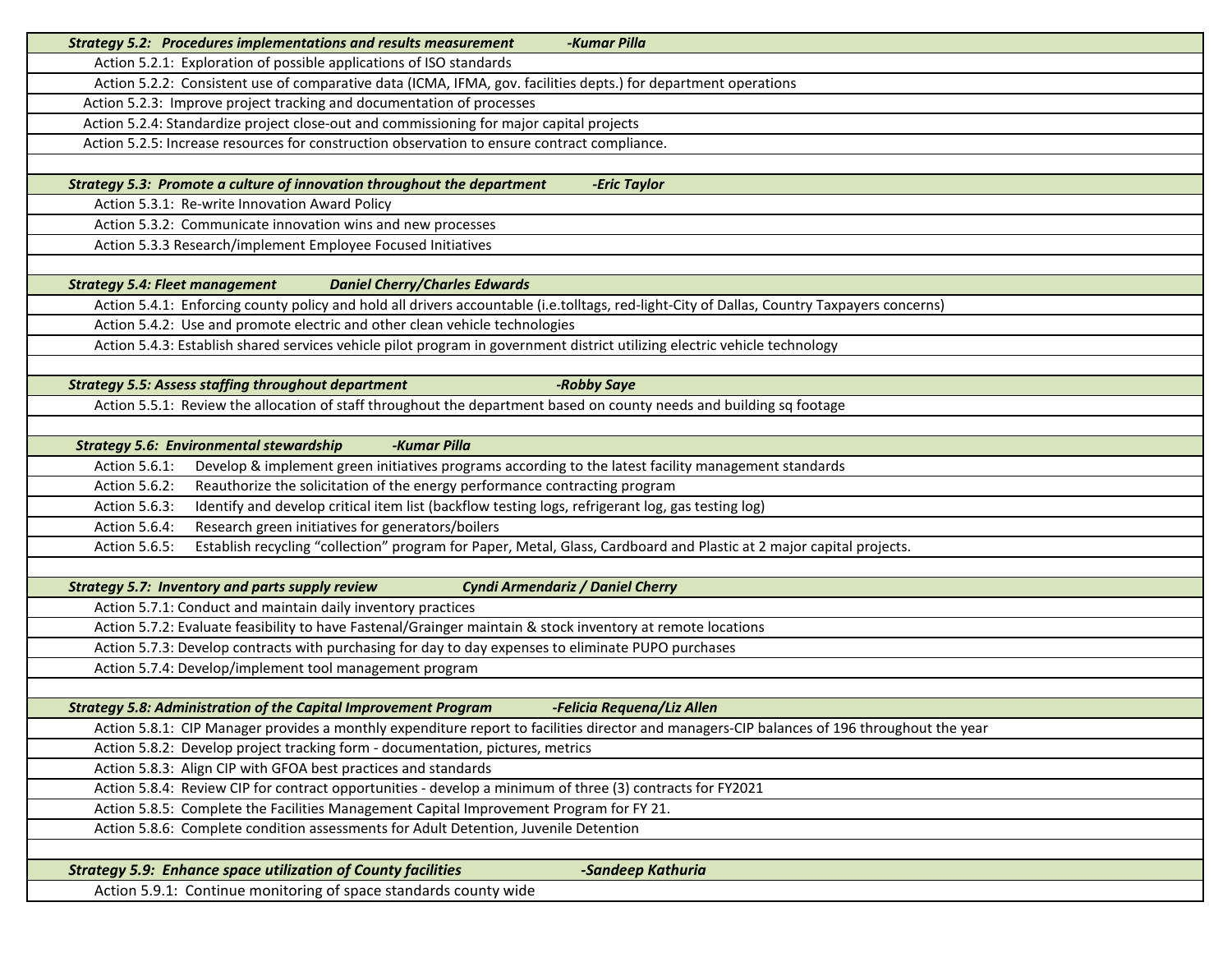| ***Strategy 5.2: Procedures implementations and results measurement -Kumar Pilla*** |
|---|
| Action 5.2.1: Exploration of possible applications of ISO standards |
| Action 5.2.2: Consistent use of comparative data (ICMA, IFMA, gov. facilities depts.) for department operations |
| Action 5.2.3: Improve project tracking and documentation of processes |
| Action 5.2.4: Standardize project close-out and commissioning for major capital projects |
| Action 5.2.5: Increase resources for construction observation to ensure contract compliance. |
| |
| ***Strategy 5.3: Promote a culture of innovation throughout the department -Eric Taylor*** |
| Action 5.3.1: Re-write Innovation Award Policy |
| Action 5.3.2: Communicate innovation wins and new processes |
| Action 5.3.3 Research/implement Employee Focused Initiatives |
| |
| ***Strategy 5.4: Fleet management Daniel Cherry/Charles Edwards*** |
| Action 5.4.1: Enforcing county policy and hold all drivers accountable (i.e.tolltags, red-light-City of Dallas, Country Taxpayers concerns) |
| Action 5.4.2: Use and promote electric and other clean vehicle technologies |
| Action 5.4.3: Establish shared services vehicle pilot program in government district utilizing electric vehicle technology |
| |
| ***Strategy 5.5: Assess staffing throughout department -Robby Saye*** |
| Action 5.5.1: Review the allocation of staff throughout the department based on county needs and building sq footage |
| |
| ***Strategy 5.6: Environmental stewardship -Kumar Pilla*** |
| Action 5.6.1: Develop & implement green initiatives programs according to the latest facility management standards |
| Action 5.6.2: Reauthorize the solicitation of the energy performance contracting program |
| Action 5.6.3: Identify and develop critical item list (backflow testing logs, refrigerant log, gas testing log) |
| Action 5.6.4: Research green initiatives for generators/boilers |
| Action 5.6.5: Establish recycling "collection" program for Paper, Metal, Glass, Cardboard and Plastic at 2 major capital projects. |
| |
| ***Strategy 5.7: Inventory and parts supply review Cyndi Armendariz / Daniel Cherry*** |
| Action 5.7.1: Conduct and maintain daily inventory practices |
| Action 5.7.2: Evaluate feasibility to have Fastenal/Grainger maintain & stock inventory at remote locations |
| Action 5.7.3: Develop contracts with purchasing for day to day expenses to eliminate PUPO purchases |
| Action 5.7.4: Develop/implement tool management program |
| |
| ***Strategy 5.8: Administration of the Capital Improvement Program -Felicia Requena/Liz Allen*** |
| Action 5.8.1: CIP Manager provides a monthly expenditure report to facilities director and managers-CIP balances of 196 throughout the year |
| Action 5.8.2: Develop project tracking form - documentation, pictures, metrics |
| Action 5.8.3: Align CIP with GFOA best practices and standards |
| Action 5.8.4: Review CIP for contract opportunities - develop a minimum of three (3) contracts for FY2021 |
| Action 5.8.5: Complete the Facilities Management Capital Improvement Program for FY 21. |
| Action 5.8.6: Complete condition assessments for Adult Detention, Juvenile Detention |
| |
| ***Strategy 5.9: Enhance space utilization of County facilities -Sandeep Kathuria*** |
| Action 5.9.1: Continue monitoring of space standards county wide |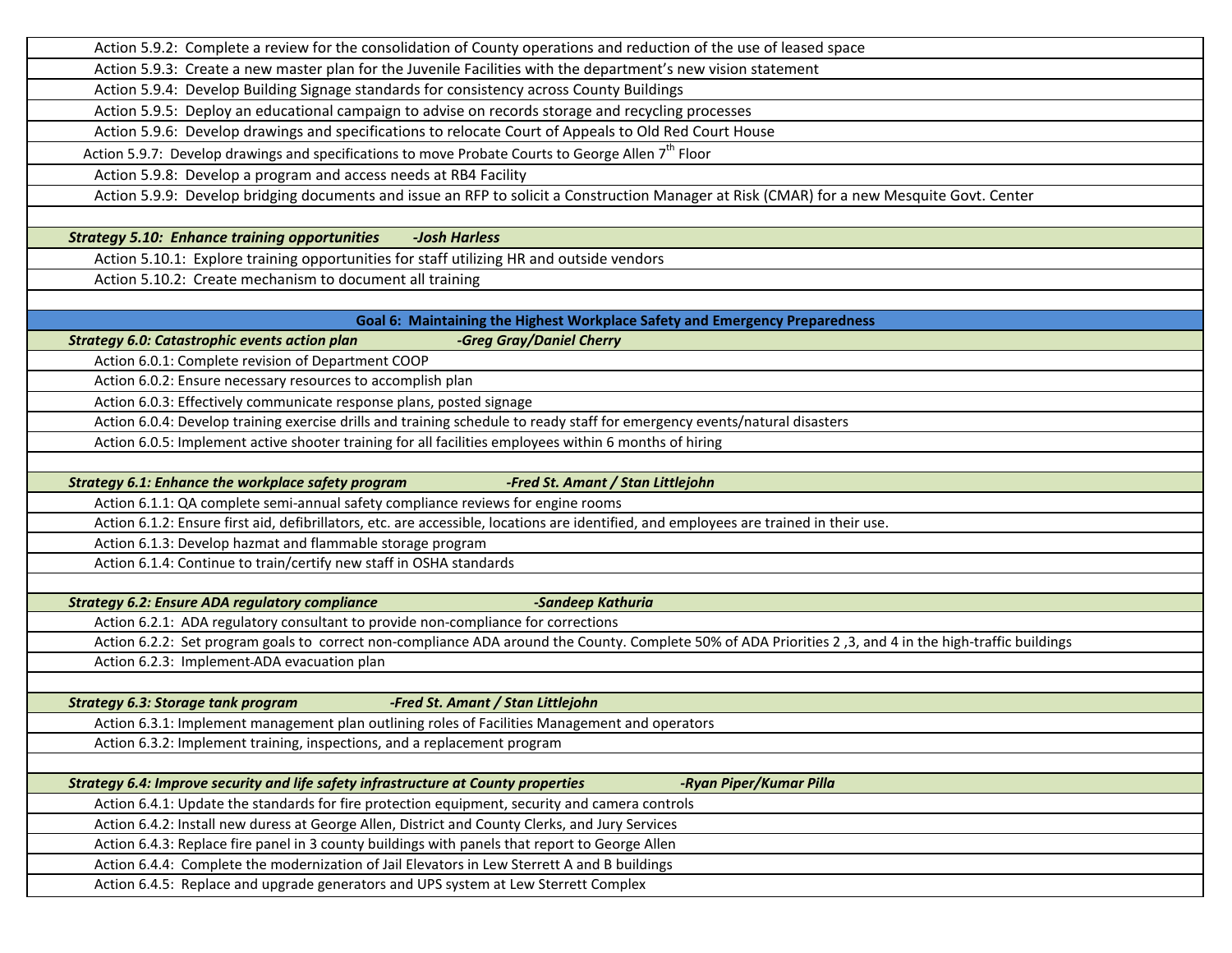Action 5.9.2: Complete a review for the consolidation of County operations and reduction of the use of leased space

Action 5.9.3: Create a new master plan for the Juvenile Facilities with the department's new vision statement

Action 5.9.4: Develop Building Signage standards for consistency across County Buildings

Action 5.9.5: Deploy an educational campaign to advise on records storage and recycling processes

Action 5.9.6: Develop drawings and specifications to relocate Court of Appeals to Old Red Court House

Action 5.9.7: Develop drawings and specifications to move Probate Courts to George Allen 7th Floor

Action 5.9.8: Develop a program and access needs at RB4 Facility

Action 5.9.9: Develop bridging documents and issue an RFP to solicit a Construction Manager at Risk (CMAR) for a new Mesquite Govt. Center

***Strategy 5.10: Enhance training opportunities -Josh Harless***

Action 5.10.1: Explore training opportunities for staff utilizing HR and outside vendors

Action 5.10.2: Create mechanism to document all training

## Goal 6: Maintaining the Highest Workplace Safety and Emergency Preparedness

***Strategy 6.0: Catastrophic events action plan -Greg Gray/Daniel Cherry***

Action 6.0.1: Complete revision of Department COOP

Action 6.0.2: Ensure necessary resources to accomplish plan

Action 6.0.3: Effectively communicate response plans, posted signage

Action 6.0.4: Develop training exercise drills and training schedule to ready staff for emergency events/natural disasters

Action 6.0.5: Implement active shooter training for all facilities employees within 6 months of hiring

***Strategy 6.1: Enhance the workplace safety program -Fred St. Amant / Stan Littlejohn***

Action 6.1.1: QA complete semi-annual safety compliance reviews for engine rooms

Action 6.1.2: Ensure first aid, defibrillators, etc. are accessible, locations are identified, and employees are trained in their use.

Action 6.1.3: Develop hazmat and flammable storage program

Action 6.1.4: Continue to train/certify new staff in OSHA standards

***Strategy 6.2: Ensure ADA regulatory compliance -Sandeep Kathuria***

Action 6.2.1: ADA regulatory consultant to provide non-compliance for corrections

Action 6.2.2: Set program goals to correct non-compliance ADA around the County. Complete 50% of ADA Priorities 2 ,3, and 4 in the high-traffic buildings

Action 6.2.3: Implement-ADA evacuation plan

***Strategy 6.3: Storage tank program -Fred St. Amant / Stan Littlejohn***

Action 6.3.1: Implement management plan outlining roles of Facilities Management and operators

Action 6.3.2: Implement training, inspections, and a replacement program

***Strategy 6.4: Improve security and life safety infrastructure at County properties -Ryan Piper/Kumar Pilla***

Action 6.4.1: Update the standards for fire protection equipment, security and camera controls

Action 6.4.2: Install new duress at George Allen, District and County Clerks, and Jury Services

Action 6.4.3: Replace fire panel in 3 county buildings with panels that report to George Allen

Action 6.4.4: Complete the modernization of Jail Elevators in Lew Sterrett A and B buildings

Action 6.4.5: Replace and upgrade generators and UPS system at Lew Sterrett Complex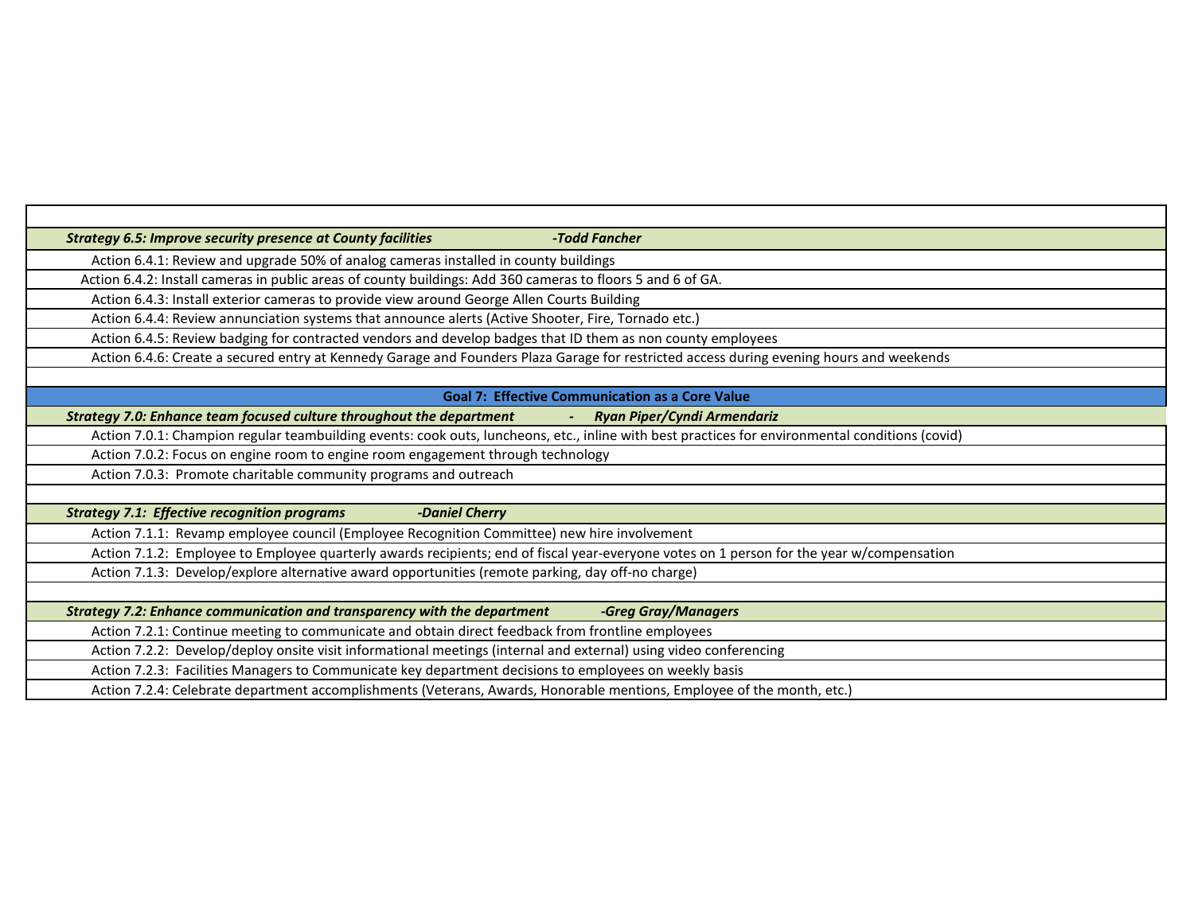| |
|---|
| ***Strategy 6.5: Improve security presence at County facilities -Todd Fancher*** |
| Action 6.4.1: Review and upgrade 50% of analog cameras installed in county buildings |
| Action 6.4.2: Install cameras in public areas of county buildings: Add 360 cameras to floors 5 and 6 of GA. |
| Action 6.4.3: Install exterior cameras to provide view around George Allen Courts Building |
| Action 6.4.4: Review annunciation systems that announce alerts (Active Shooter, Fire, Tornado etc.) |
| Action 6.4.5: Review badging for contracted vendors and develop badges that ID them as non county employees |
| Action 6.4.6: Create a secured entry at Kennedy Garage and Founders Plaza Garage for restricted access during evening hours and weekends |
| |
| **Goal 7: Effective Communication as a Core Value** |
| ***Strategy 7.0: Enhance team focused culture throughout the department - Ryan Piper/Cyndi Armendariz*** |
| Action 7.0.1: Champion regular teambuilding events: cook outs, luncheons, etc., inline with best practices for environmental conditions (covid) |
| Action 7.0.2: Focus on engine room to engine room engagement through technology |
| Action 7.0.3: Promote charitable community programs and outreach |
| |
| ***Strategy 7.1: Effective recognition programs -Daniel Cherry*** |
| Action 7.1.1: Revamp employee council (Employee Recognition Committee) new hire involvement |
| Action 7.1.2: Employee to Employee quarterly awards recipients; end of fiscal year-everyone votes on 1 person for the year w/compensation |
| Action 7.1.3: Develop/explore alternative award opportunities (remote parking, day off-no charge) |
| |
| ***Strategy 7.2: Enhance communication and transparency with the department -Greg Gray/Managers*** |
| Action 7.2.1: Continue meeting to communicate and obtain direct feedback from frontline employees |
| Action 7.2.2: Develop/deploy onsite visit informational meetings (internal and external) using video conferencing |
| Action 7.2.3: Facilities Managers to Communicate key department decisions to employees on weekly basis |
| Action 7.2.4: Celebrate department accomplishments (Veterans, Awards, Honorable mentions, Employee of the month, etc.) |